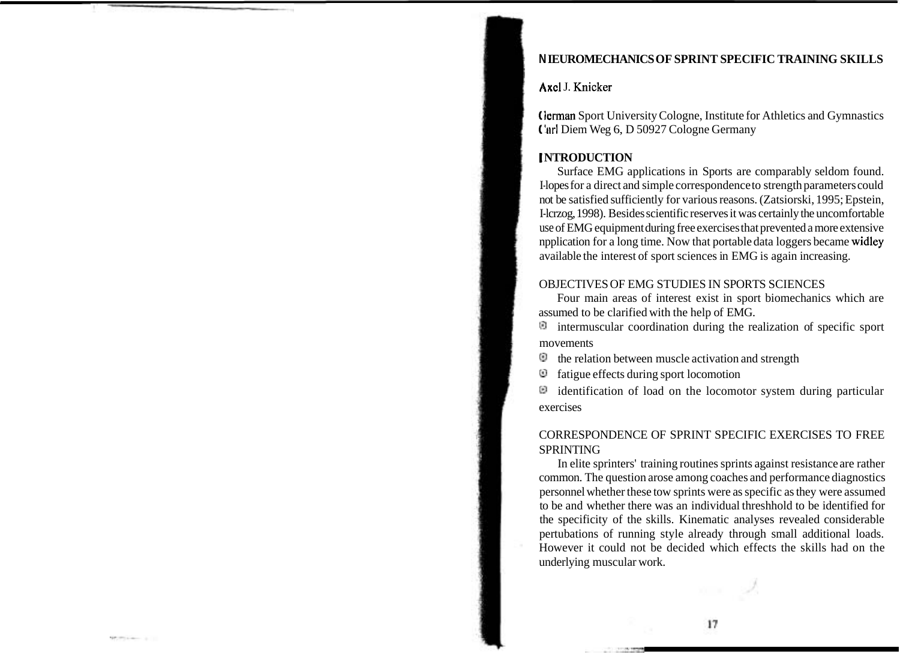# NIEUROMECHANICS OF SPRINT SPECIFIC TRAINING SKILLS

Axel J. Knicker

German Sport University Cologne, Institute for Athletics and Gymnastics
Carl Diem Weg 6, D 50927 Cologne Germany

## INTRODUCTION

Surface EMG applications in Sports are comparably seldom found. Hopes for a direct and simple correspondence to strength parameters could not be satisfied sufficiently for various reasons. (Zatsiorski, 1995; Epstein, Herzog, 1998). Besides scientific reserves it was certainly the uncomfortable use of EMG equipment during free exercises that prevented a more extensive application for a long time. Now that portable data loggers became widley available the interest of sport sciences in EMG is again increasing.

## OBJECTIVES OF EMG STUDIES IN SPORTS SCIENCES

Four main areas of interest exist in sport biomechanics which are assumed to be clarified with the help of EMG.

- intermuscular coordination during the realization of specific sport movements
- the relation between muscle activation and strength
- fatigue effects during sport locomotion
- identification of load on the locomotor system during particular exercises

## CORRESPONDENCE OF SPRINT SPECIFIC EXERCISES TO FREE SPRINTING

In elite sprinters' training routines sprints against resistance are rather common. The question arose among coaches and performance diagnostics personnel whether these tow sprints were as specific as they were assumed to be and whether there was an individual threshhold to be identified for the specificity of the skills. Kinematic analyses revealed considerable pertubations of running style already through small additional loads. However it could not be decided which effects the skills had on the underlying muscular work.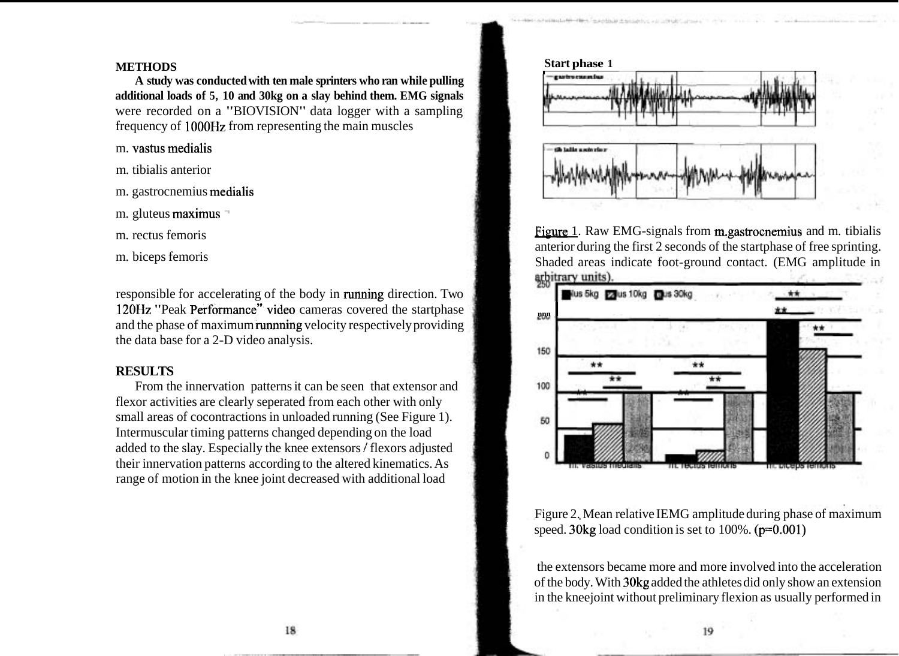## METHODS

**A study was conducted with ten male sprinters who ran while pulling additional loads of 5, 10 and 30kg on a slay behind them. EMG signals** were recorded on a "BIOVISION" data logger with a sampling frequency of 1000Hz from representing the main muscles

m. vastus medialis

m. tibialis anterior

m. gastrocnemius medialis

m. gluteus maximus

m. rectus femoris

m. biceps femoris

responsible for accelerating of the body in running direction. Two 120Hz "Peak Performance" video cameras covered the startphase and the phase of maximum runnning velocity respectively providing the data base for a 2-D video analysis.

## RESULTS

From the innervation patterns it can be seen that extensor and flexor activities are clearly seperated from each other with only small areas of cocontractions in unloaded running (See Figure 1). Intermuscular timing patterns changed depending on the load added to the slay. Especially the knee extensors / flexors adjusted their innervation patterns according to the altered kinematics. As range of motion in the knee joint decreased with additional load

**Start phase 1**

gastrocnemius

tibialis anterior

Figure 1. Raw EMG-signals from m.gastrocnemius and m. tibialis anterior during the first 2 seconds of the startphase of free sprinting. Shaded areas indicate foot-ground contact. (EMG amplitude in arbitrary units).

250
200
150
100
50
0

plus 5kg plus 10kg plus 30kg

** ** ** ** ** ** ** ** **

m. vastus medialis
m. rectus femoris
m. biceps femoris

Figure 2. Mean relative IEMG amplitude during phase of maximum speed. 30kg load condition is set to 100%. (p=0.001)

the extensors became more and more involved into the acceleration of the body. With 30kg added the athletes did only show an extension in the kneejoint without preliminary flexion as usually performed in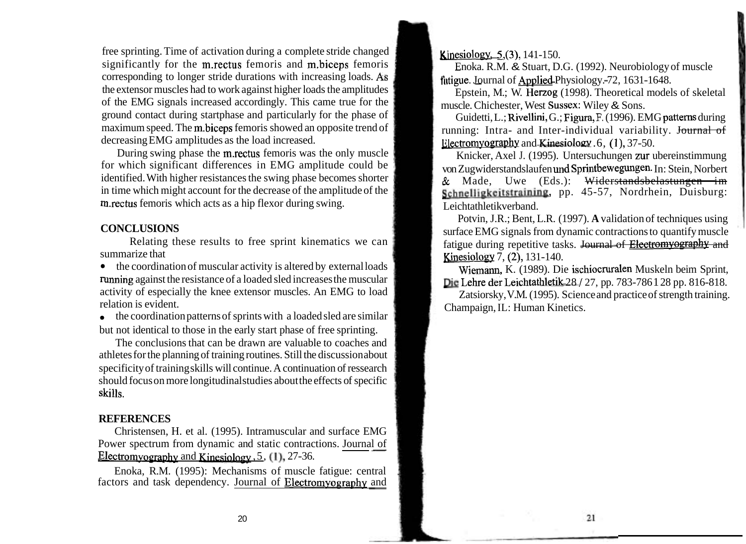free sprinting. Time of activation during a complete stride changed significantly for the m.rectus femoris and m.biceps femoris corresponding to longer stride durations with increasing loads. As the extensor muscles had to work against higher loads the amplitudes of the EMG signals increased accordingly. This came true for the ground contact during startphase and particularly for the phase of maximum speed. The m.biceps femoris showed an opposite trend of decreasing EMG amplitudes as the load increased.

During swing phase the m.rectus femoris was the only muscle for which significant differences in EMG amplitude could be identified. With higher resistances the swing phase becomes shorter in time which might account for the decrease of the amplitude of the m.rectus femoris which acts as a hip flexor during swing.

## CONCLUSIONS

Relating these results to free sprint kinematics we can summarize that

- the coordination of muscular activity is altered by external loads running against the resistance of a loaded sled increases the muscular activity of especially the knee extensor muscles. An EMG to load relation is evident.
- the coordination patterns of sprints with a loaded sled are similar but not identical to those in the early start phase of free sprinting.

The conclusions that can be drawn are valuable to coaches and athletes for the planning of training routines. Still the discussion about specificity of training skills will continue. A continuation of ressearch should focus on more longitudinal studies about the effects of specific skills.

## REFERENCES

Christensen, H. et al. (1995). Intramuscular and surface EMG Power spectrum from dynamic and static contractions. Journal of Electromyography and Kinesiology, 5, (1), 27-36.

Enoka, R.M. (1995): Mechanisms of muscle fatigue: central factors and task dependency. Journal of Electromyography and Kinesiology, 5,(3), 141-150.

Enoka. R.M. & Stuart, D.G. (1992). Neurobiology of muscle fatigue. Journal of Applied Physiology, 72, 1631-1648.

Epstein, M.; W. Herzog (1998). Theoretical models of skeletal muscle. Chichester, West Sussex: Wiley & Sons.

Guidetti, L.; Rivellini, G.; Figura, F. (1996). EMG patterns during running: Intra- and Inter-individual variability. Journal of Electromyography and Kinesiology, 6, (1), 37-50.

Knicker, Axel J. (1995). Untersuchungen zur ubereinstimmung von Zugwiderstandslaufen und Sprintbewegungen. In: Stein, Norbert & Made, Uwe (Eds.): Widerstandsbelastungen im Schnelligkeitstraining, pp. 45-57, Nordrhein, Duisburg: Leichtathletikverband.

Potvin, J.R.; Bent, L.R. (1997). A validation of techniques using surface EMG signals from dynamic contractions to quantify muscle fatigue during repetitive tasks. Journal of Electromyography and Kinesiology 7, (2), 131-140.

Wiemann, K. (1989). Die ischiocruralen Muskeln beim Sprint, Die Lehre der Leichtathletik 28 / 27, pp. 783-786 1 28 pp. 816-818.

Zatsiorsky, V.M. (1995). Science and practice of strength training. Champaign, IL: Human Kinetics.